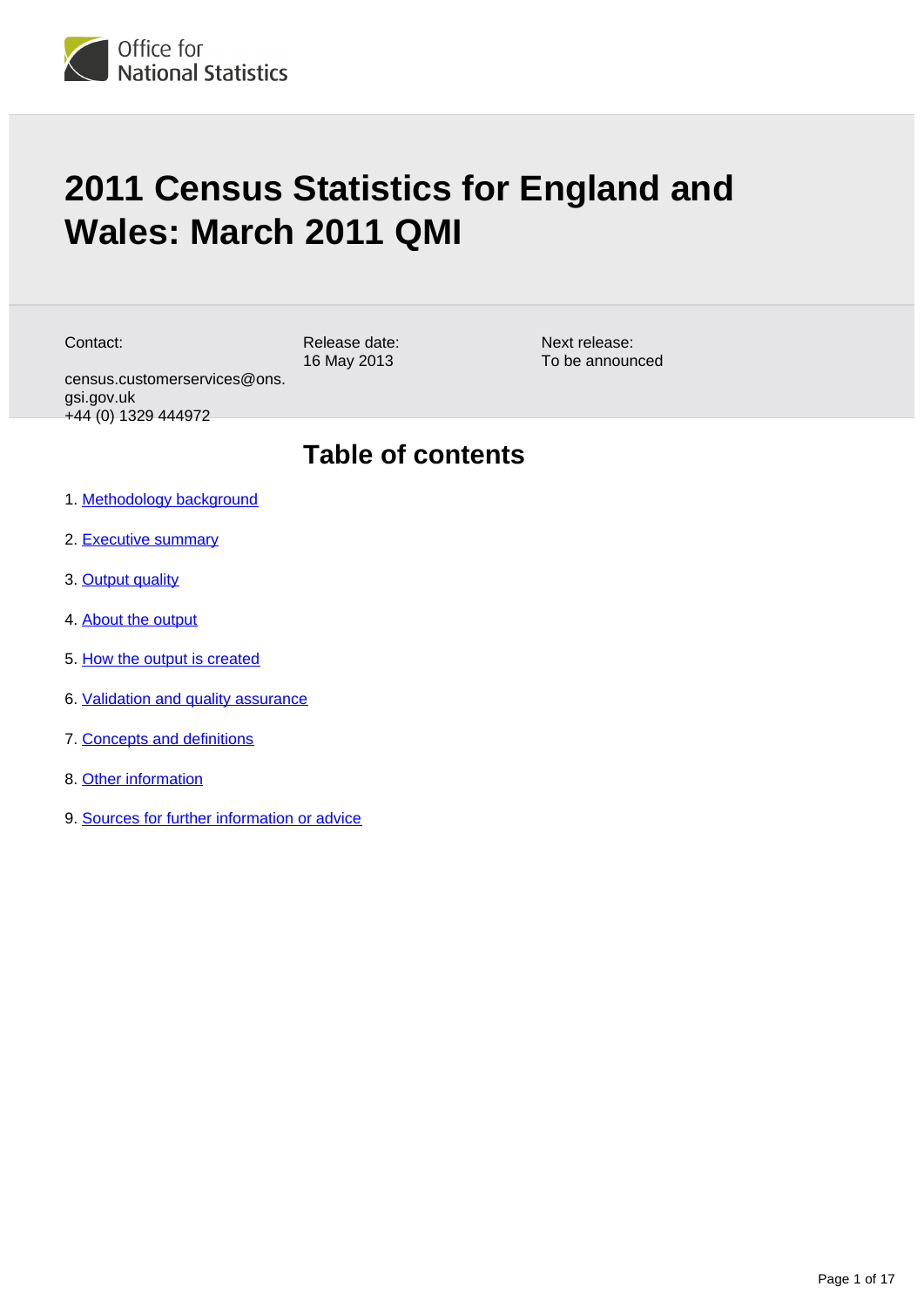Office for National Statistics

# 2011 Census Statistics for England and Wales: March 2011 QMI

Contact:
census.customerservices@ons.gsi.gov.uk
+44 (0) 1329 444972

Release date:
16 May 2013

Next release:
To be announced

## Table of contents

1. Methodology background
2. Executive summary
3. Output quality
4. About the output
5. How the output is created
6. Validation and quality assurance
7. Concepts and definitions
8. Other information
9. Sources for further information or advice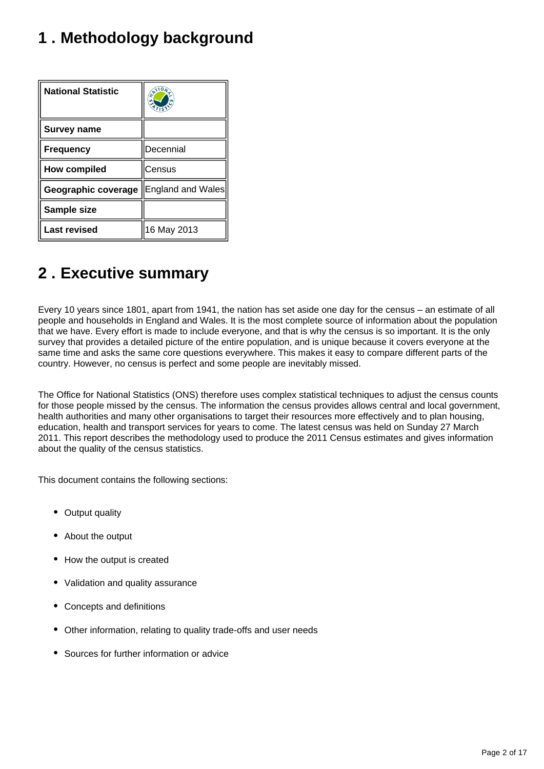## 1 . Methodology background

| | |
|---|---|
| **National Statistic** | |
| **Survey name** | |
| **Frequency** | Decennial |
| **How compiled** | Census |
| **Geographic coverage** | England and Wales |
| **Sample size** | |
| **Last revised** | 16 May 2013 |

## 2 . Executive summary

Every 10 years since 1801, apart from 1941, the nation has set aside one day for the census – an estimate of all people and households in England and Wales. It is the most complete source of information about the population that we have. Every effort is made to include everyone, and that is why the census is so important. It is the only survey that provides a detailed picture of the entire population, and is unique because it covers everyone at the same time and asks the same core questions everywhere. This makes it easy to compare different parts of the country. However, no census is perfect and some people are inevitably missed.

The Office for National Statistics (ONS) therefore uses complex statistical techniques to adjust the census counts for those people missed by the census. The information the census provides allows central and local government, health authorities and many other organisations to target their resources more effectively and to plan housing, education, health and transport services for years to come. The latest census was held on Sunday 27 March 2011. This report describes the methodology used to produce the 2011 Census estimates and gives information about the quality of the census statistics.

This document contains the following sections:

- Output quality
- About the output
- How the output is created
- Validation and quality assurance
- Concepts and definitions
- Other information, relating to quality trade-offs and user needs
- Sources for further information or advice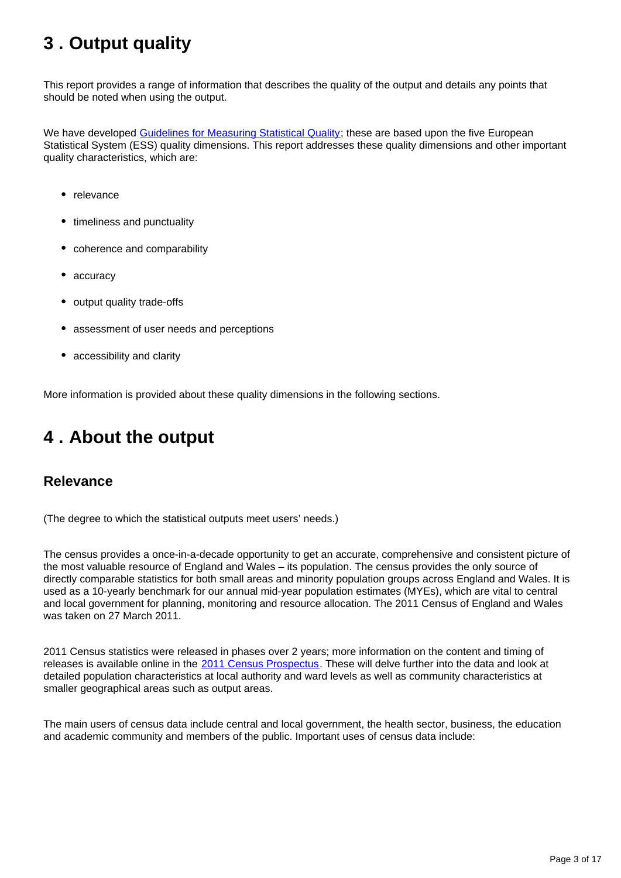## 3 . Output quality

This report provides a range of information that describes the quality of the output and details any points that should be noted when using the output.

We have developed Guidelines for Measuring Statistical Quality; these are based upon the five European Statistical System (ESS) quality dimensions. This report addresses these quality dimensions and other important quality characteristics, which are:

- relevance
- timeliness and punctuality
- coherence and comparability
- accuracy
- output quality trade-offs
- assessment of user needs and perceptions
- accessibility and clarity

More information is provided about these quality dimensions in the following sections.

## 4 . About the output

### Relevance

(The degree to which the statistical outputs meet users' needs.)

The census provides a once-in-a-decade opportunity to get an accurate, comprehensive and consistent picture of the most valuable resource of England and Wales – its population. The census provides the only source of directly comparable statistics for both small areas and minority population groups across England and Wales. It is used as a 10-yearly benchmark for our annual mid-year population estimates (MYEs), which are vital to central and local government for planning, monitoring and resource allocation. The 2011 Census of England and Wales was taken on 27 March 2011.

2011 Census statistics were released in phases over 2 years; more information on the content and timing of releases is available online in the 2011 Census Prospectus. These will delve further into the data and look at detailed population characteristics at local authority and ward levels as well as community characteristics at smaller geographical areas such as output areas.

The main users of census data include central and local government, the health sector, business, the education and academic community and members of the public. Important uses of census data include: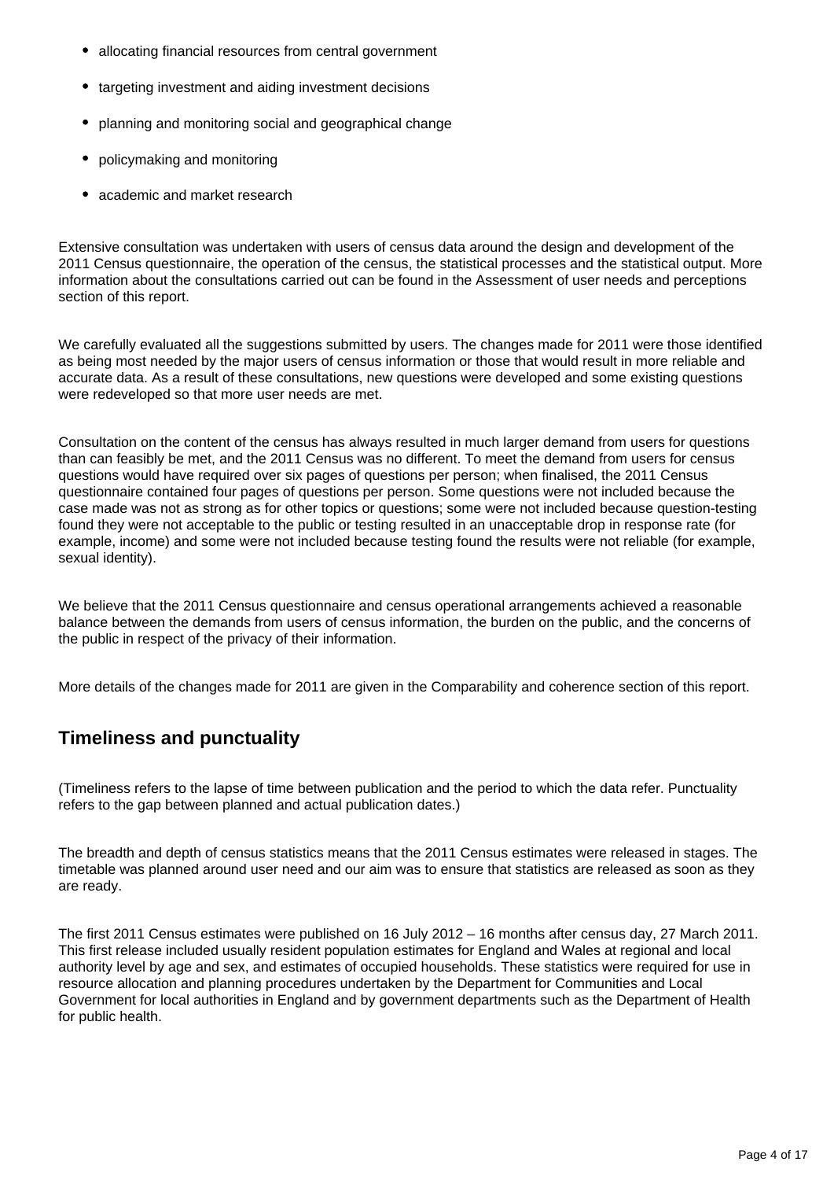- allocating financial resources from central government
- targeting investment and aiding investment decisions
- planning and monitoring social and geographical change
- policymaking and monitoring
- academic and market research

Extensive consultation was undertaken with users of census data around the design and development of the 2011 Census questionnaire, the operation of the census, the statistical processes and the statistical output. More information about the consultations carried out can be found in the Assessment of user needs and perceptions section of this report.

We carefully evaluated all the suggestions submitted by users. The changes made for 2011 were those identified as being most needed by the major users of census information or those that would result in more reliable and accurate data. As a result of these consultations, new questions were developed and some existing questions were redeveloped so that more user needs are met.

Consultation on the content of the census has always resulted in much larger demand from users for questions than can feasibly be met, and the 2011 Census was no different. To meet the demand from users for census questions would have required over six pages of questions per person; when finalised, the 2011 Census questionnaire contained four pages of questions per person. Some questions were not included because the case made was not as strong as for other topics or questions; some were not included because question-testing found they were not acceptable to the public or testing resulted in an unacceptable drop in response rate (for example, income) and some were not included because testing found the results were not reliable (for example, sexual identity).

We believe that the 2011 Census questionnaire and census operational arrangements achieved a reasonable balance between the demands from users of census information, the burden on the public, and the concerns of the public in respect of the privacy of their information.

More details of the changes made for 2011 are given in the Comparability and coherence section of this report.

## Timeliness and punctuality

(Timeliness refers to the lapse of time between publication and the period to which the data refer. Punctuality refers to the gap between planned and actual publication dates.)

The breadth and depth of census statistics means that the 2011 Census estimates were released in stages. The timetable was planned around user need and our aim was to ensure that statistics are released as soon as they are ready.

The first 2011 Census estimates were published on 16 July 2012 – 16 months after census day, 27 March 2011. This first release included usually resident population estimates for England and Wales at regional and local authority level by age and sex, and estimates of occupied households. These statistics were required for use in resource allocation and planning procedures undertaken by the Department for Communities and Local Government for local authorities in England and by government departments such as the Department of Health for public health.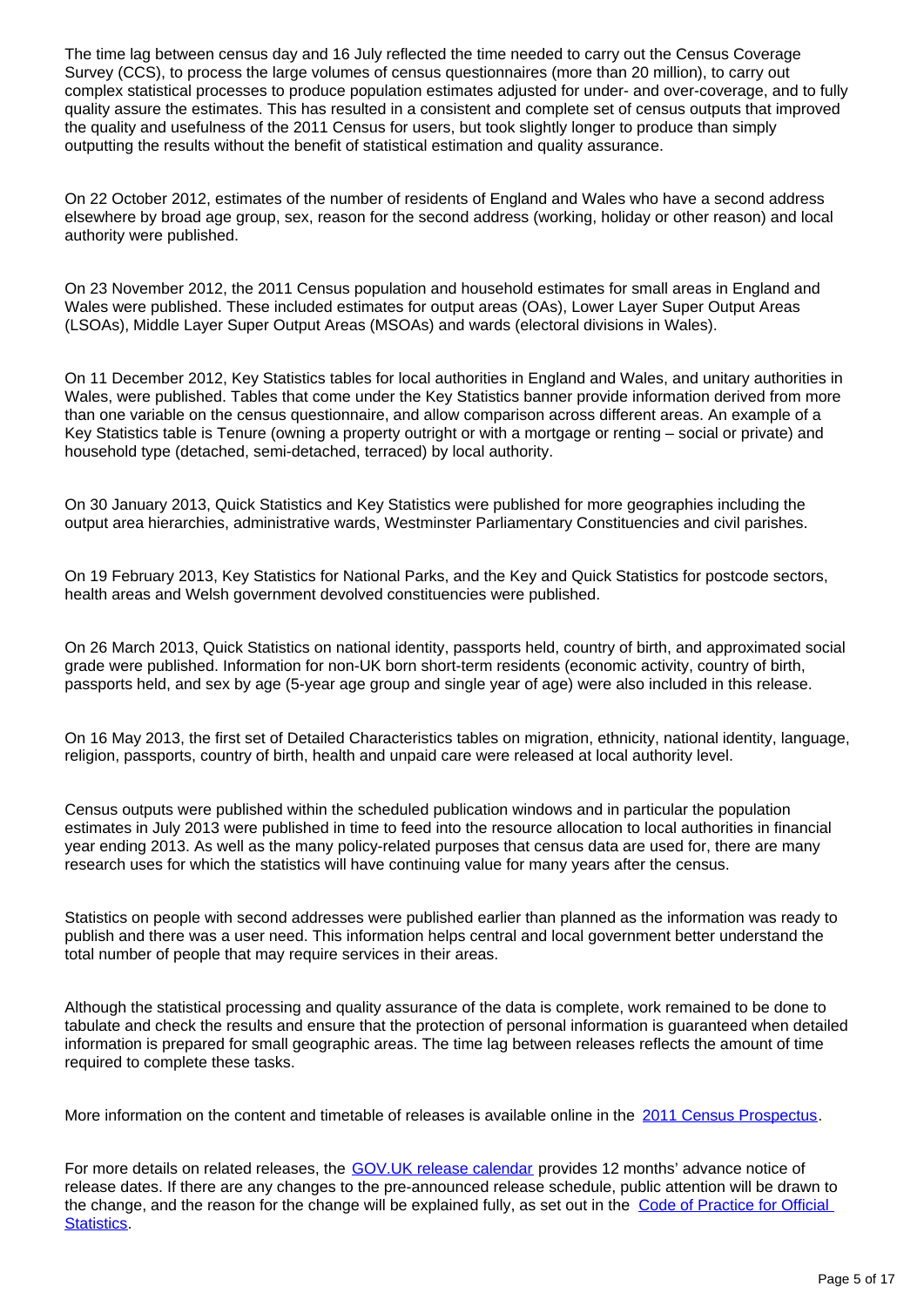The time lag between census day and 16 July reflected the time needed to carry out the Census Coverage Survey (CCS), to process the large volumes of census questionnaires (more than 20 million), to carry out complex statistical processes to produce population estimates adjusted for under- and over-coverage, and to fully quality assure the estimates. This has resulted in a consistent and complete set of census outputs that improved the quality and usefulness of the 2011 Census for users, but took slightly longer to produce than simply outputting the results without the benefit of statistical estimation and quality assurance.

On 22 October 2012, estimates of the number of residents of England and Wales who have a second address elsewhere by broad age group, sex, reason for the second address (working, holiday or other reason) and local authority were published.

On 23 November 2012, the 2011 Census population and household estimates for small areas in England and Wales were published. These included estimates for output areas (OAs), Lower Layer Super Output Areas (LSOAs), Middle Layer Super Output Areas (MSOAs) and wards (electoral divisions in Wales).

On 11 December 2012, Key Statistics tables for local authorities in England and Wales, and unitary authorities in Wales, were published. Tables that come under the Key Statistics banner provide information derived from more than one variable on the census questionnaire, and allow comparison across different areas. An example of a Key Statistics table is Tenure (owning a property outright or with a mortgage or renting – social or private) and household type (detached, semi-detached, terraced) by local authority.

On 30 January 2013, Quick Statistics and Key Statistics were published for more geographies including the output area hierarchies, administrative wards, Westminster Parliamentary Constituencies and civil parishes.

On 19 February 2013, Key Statistics for National Parks, and the Key and Quick Statistics for postcode sectors, health areas and Welsh government devolved constituencies were published.

On 26 March 2013, Quick Statistics on national identity, passports held, country of birth, and approximated social grade were published. Information for non-UK born short-term residents (economic activity, country of birth, passports held, and sex by age (5-year age group and single year of age) were also included in this release.

On 16 May 2013, the first set of Detailed Characteristics tables on migration, ethnicity, national identity, language, religion, passports, country of birth, health and unpaid care were released at local authority level.

Census outputs were published within the scheduled publication windows and in particular the population estimates in July 2013 were published in time to feed into the resource allocation to local authorities in financial year ending 2013. As well as the many policy-related purposes that census data are used for, there are many research uses for which the statistics will have continuing value for many years after the census.

Statistics on people with second addresses were published earlier than planned as the information was ready to publish and there was a user need. This information helps central and local government better understand the total number of people that may require services in their areas.

Although the statistical processing and quality assurance of the data is complete, work remained to be done to tabulate and check the results and ensure that the protection of personal information is guaranteed when detailed information is prepared for small geographic areas. The time lag between releases reflects the amount of time required to complete these tasks.

More information on the content and timetable of releases is available online in the [2011 Census Prospectus](#).

For more details on related releases, the [GOV.UK release calendar](#) provides 12 months' advance notice of release dates. If there are any changes to the pre-announced release schedule, public attention will be drawn to the change, and the reason for the change will be explained fully, as set out in the [Code of Practice for Official Statistics](#).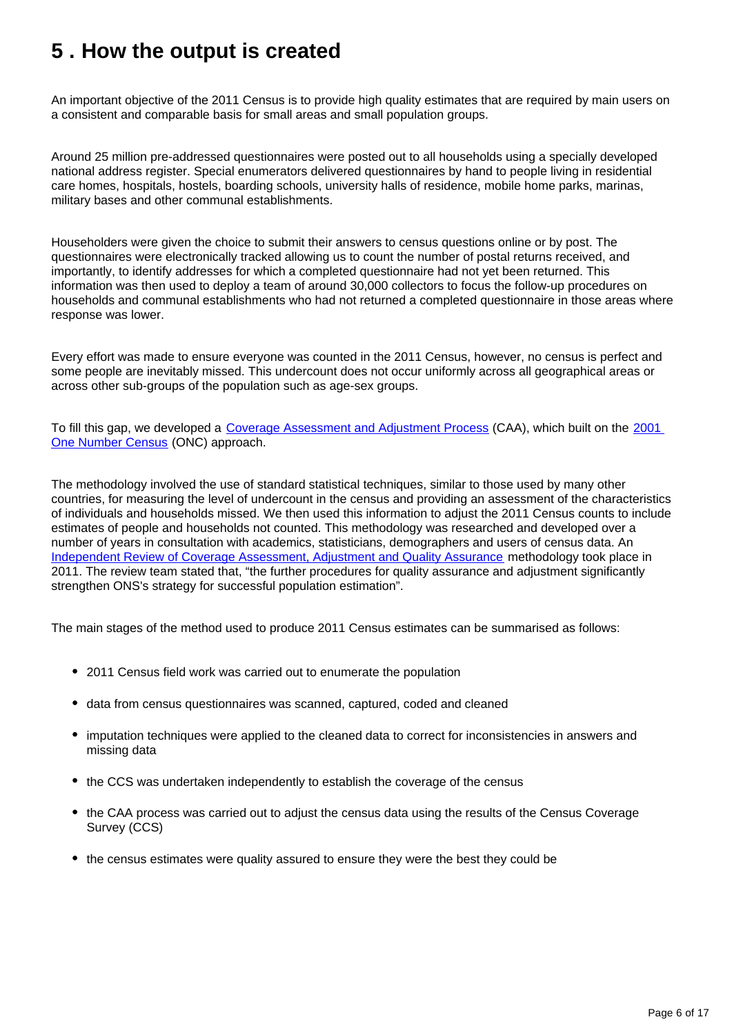## 5 . How the output is created

An important objective of the 2011 Census is to provide high quality estimates that are required by main users on a consistent and comparable basis for small areas and small population groups.

Around 25 million pre-addressed questionnaires were posted out to all households using a specially developed national address register. Special enumerators delivered questionnaires by hand to people living in residential care homes, hospitals, hostels, boarding schools, university halls of residence, mobile home parks, marinas, military bases and other communal establishments.

Householders were given the choice to submit their answers to census questions online or by post. The questionnaires were electronically tracked allowing us to count the number of postal returns received, and importantly, to identify addresses for which a completed questionnaire had not yet been returned. This information was then used to deploy a team of around 30,000 collectors to focus the follow-up procedures on households and communal establishments who had not returned a completed questionnaire in those areas where response was lower.

Every effort was made to ensure everyone was counted in the 2011 Census, however, no census is perfect and some people are inevitably missed. This undercount does not occur uniformly across all geographical areas or across other sub-groups of the population such as age-sex groups.

To fill this gap, we developed a Coverage Assessment and Adjustment Process (CAA), which built on the 2001 One Number Census (ONC) approach.

The methodology involved the use of standard statistical techniques, similar to those used by many other countries, for measuring the level of undercount in the census and providing an assessment of the characteristics of individuals and households missed. We then used this information to adjust the 2011 Census counts to include estimates of people and households not counted. This methodology was researched and developed over a number of years in consultation with academics, statisticians, demographers and users of census data. An Independent Review of Coverage Assessment, Adjustment and Quality Assurance methodology took place in 2011. The review team stated that, “the further procedures for quality assurance and adjustment significantly strengthen ONS's strategy for successful population estimation”.

The main stages of the method used to produce 2011 Census estimates can be summarised as follows:

- 2011 Census field work was carried out to enumerate the population
- data from census questionnaires was scanned, captured, coded and cleaned
- imputation techniques were applied to the cleaned data to correct for inconsistencies in answers and missing data
- the CCS was undertaken independently to establish the coverage of the census
- the CAA process was carried out to adjust the census data using the results of the Census Coverage Survey (CCS)
- the census estimates were quality assured to ensure they were the best they could be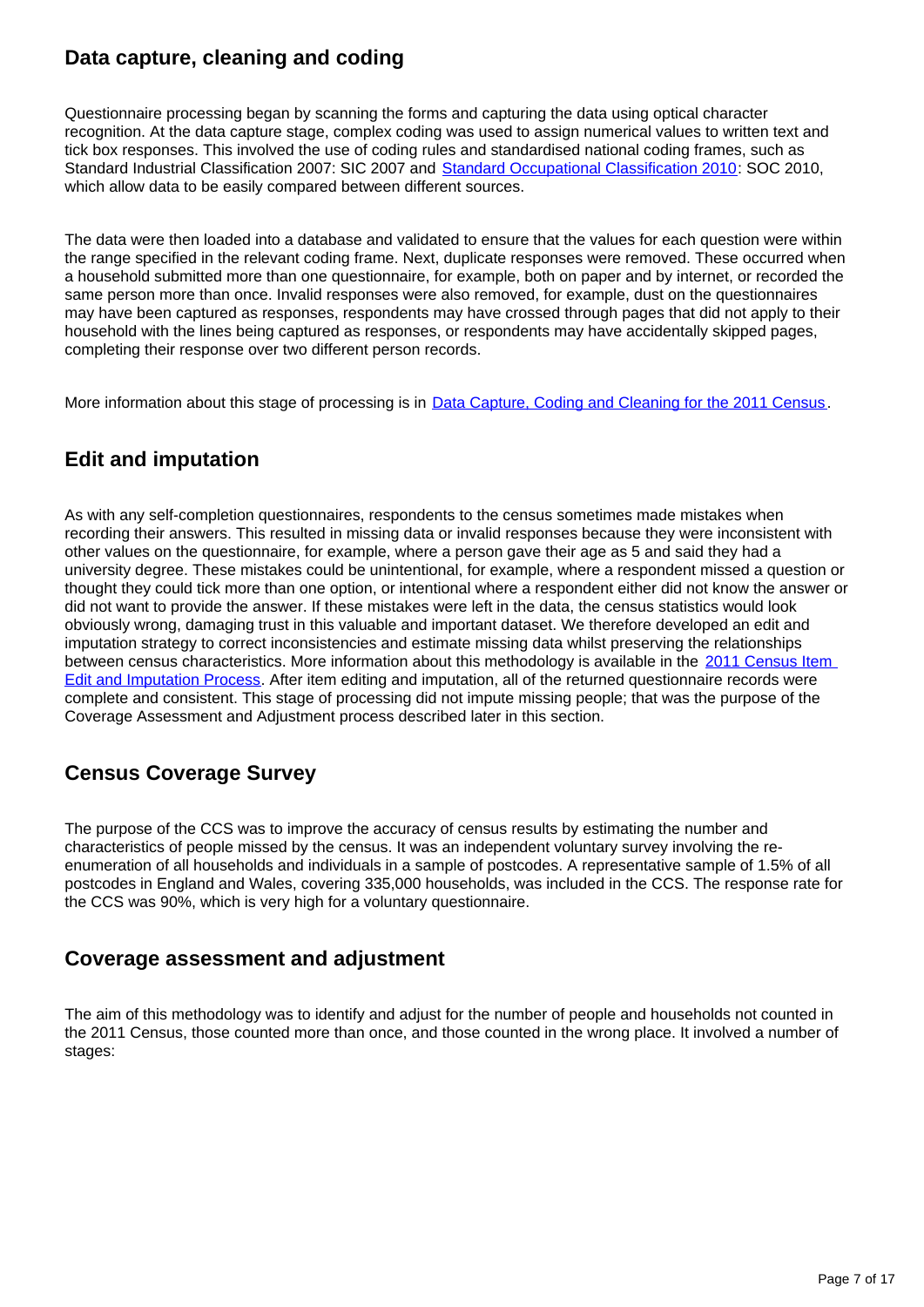## Data capture, cleaning and coding

Questionnaire processing began by scanning the forms and capturing the data using optical character recognition. At the data capture stage, complex coding was used to assign numerical values to written text and tick box responses. This involved the use of coding rules and standardised national coding frames, such as Standard Industrial Classification 2007: SIC 2007 and [Standard Occupational Classification 2010](): SOC 2010, which allow data to be easily compared between different sources.

The data were then loaded into a database and validated to ensure that the values for each question were within the range specified in the relevant coding frame. Next, duplicate responses were removed. These occurred when a household submitted more than one questionnaire, for example, both on paper and by internet, or recorded the same person more than once. Invalid responses were also removed, for example, dust on the questionnaires may have been captured as responses, respondents may have crossed through pages that did not apply to their household with the lines being captured as responses, or respondents may have accidentally skipped pages, completing their response over two different person records.

More information about this stage of processing is in [Data Capture, Coding and Cleaning for the 2011 Census]().

## Edit and imputation

As with any self-completion questionnaires, respondents to the census sometimes made mistakes when recording their answers. This resulted in missing data or invalid responses because they were inconsistent with other values on the questionnaire, for example, where a person gave their age as 5 and said they had a university degree. These mistakes could be unintentional, for example, where a respondent missed a question or thought they could tick more than one option, or intentional where a respondent either did not know the answer or did not want to provide the answer. If these mistakes were left in the data, the census statistics would look obviously wrong, damaging trust in this valuable and important dataset. We therefore developed an edit and imputation strategy to correct inconsistencies and estimate missing data whilst preserving the relationships between census characteristics. More information about this methodology is available in the [2011 Census Item Edit and Imputation Process](). After item editing and imputation, all of the returned questionnaire records were complete and consistent. This stage of processing did not impute missing people; that was the purpose of the Coverage Assessment and Adjustment process described later in this section.

## Census Coverage Survey

The purpose of the CCS was to improve the accuracy of census results by estimating the number and characteristics of people missed by the census. It was an independent voluntary survey involving the re-enumeration of all households and individuals in a sample of postcodes. A representative sample of 1.5% of all postcodes in England and Wales, covering 335,000 households, was included in the CCS. The response rate for the CCS was 90%, which is very high for a voluntary questionnaire.

## Coverage assessment and adjustment

The aim of this methodology was to identify and adjust for the number of people and households not counted in the 2011 Census, those counted more than once, and those counted in the wrong place. It involved a number of stages: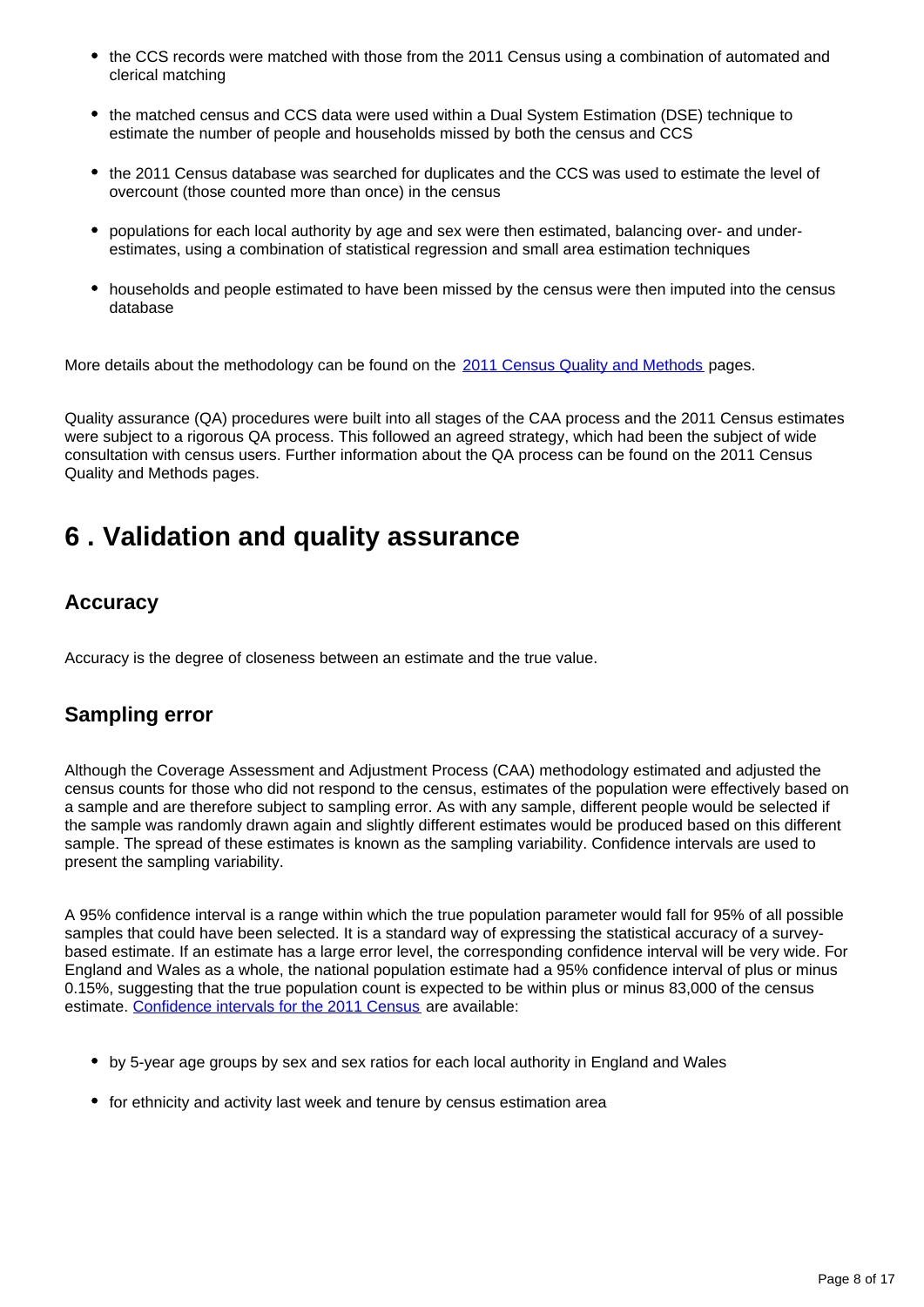- the CCS records were matched with those from the 2011 Census using a combination of automated and clerical matching
- the matched census and CCS data were used within a Dual System Estimation (DSE) technique to estimate the number of people and households missed by both the census and CCS
- the 2011 Census database was searched for duplicates and the CCS was used to estimate the level of overcount (those counted more than once) in the census
- populations for each local authority by age and sex were then estimated, balancing over- and under-estimates, using a combination of statistical regression and small area estimation techniques
- households and people estimated to have been missed by the census were then imputed into the census database

More details about the methodology can be found on the [2011 Census Quality and Methods](#) pages.

Quality assurance (QA) procedures were built into all stages of the CAA process and the 2011 Census estimates were subject to a rigorous QA process. This followed an agreed strategy, which had been the subject of wide consultation with census users. Further information about the QA process can be found on the 2011 Census Quality and Methods pages.

# 6 . Validation and quality assurance

## Accuracy

Accuracy is the degree of closeness between an estimate and the true value.

## Sampling error

Although the Coverage Assessment and Adjustment Process (CAA) methodology estimated and adjusted the census counts for those who did not respond to the census, estimates of the population were effectively based on a sample and are therefore subject to sampling error. As with any sample, different people would be selected if the sample was randomly drawn again and slightly different estimates would be produced based on this different sample. The spread of these estimates is known as the sampling variability. Confidence intervals are used to present the sampling variability.

A 95% confidence interval is a range within which the true population parameter would fall for 95% of all possible samples that could have been selected. It is a standard way of expressing the statistical accuracy of a survey-based estimate. If an estimate has a large error level, the corresponding confidence interval will be very wide. For England and Wales as a whole, the national population estimate had a 95% confidence interval of plus or minus 0.15%, suggesting that the true population count is expected to be within plus or minus 83,000 of the census estimate. [Confidence intervals for the 2011 Census](#) are available:

- by 5-year age groups by sex and sex ratios for each local authority in England and Wales
- for ethnicity and activity last week and tenure by census estimation area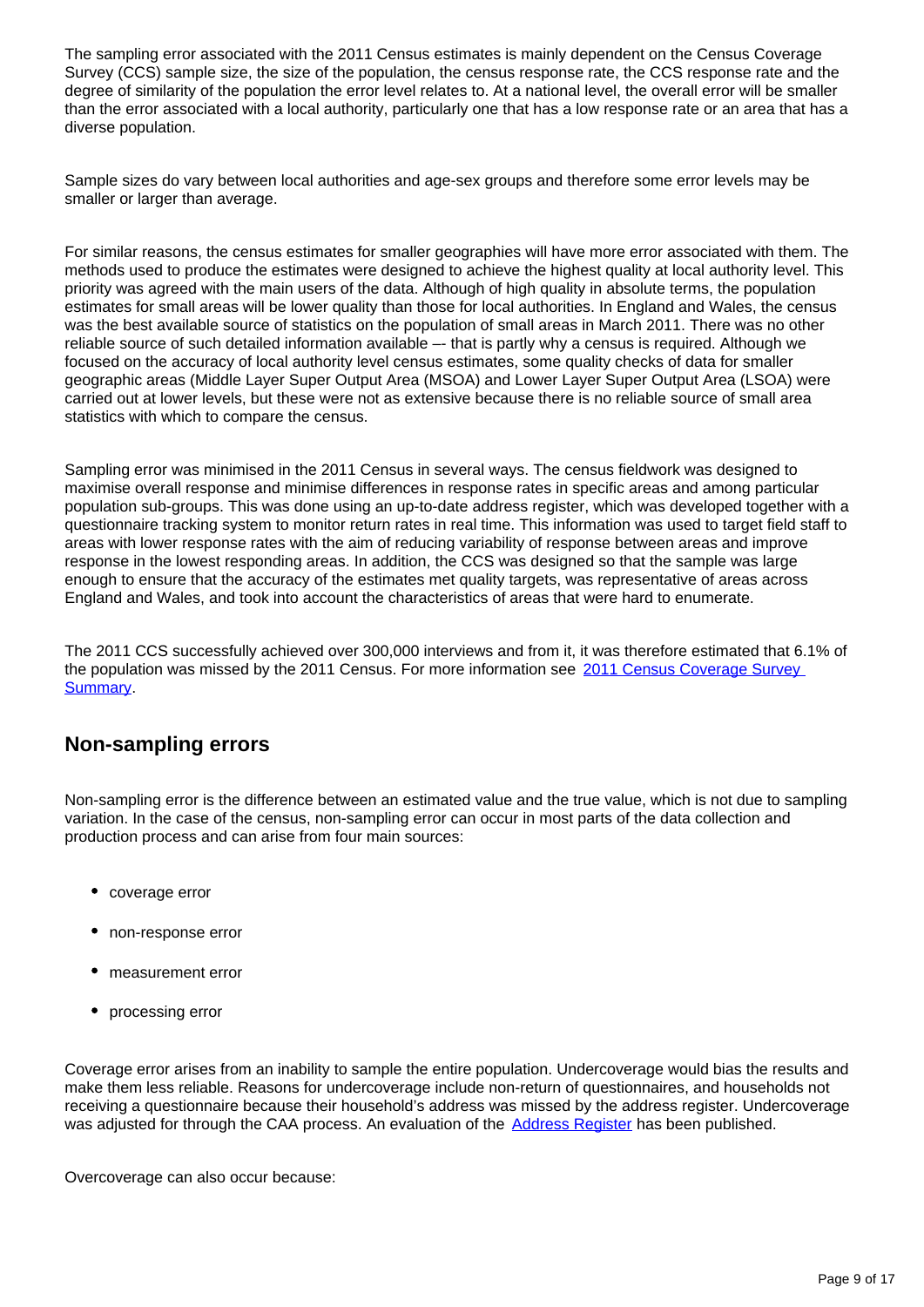The sampling error associated with the 2011 Census estimates is mainly dependent on the Census Coverage Survey (CCS) sample size, the size of the population, the census response rate, the CCS response rate and the degree of similarity of the population the error level relates to. At a national level, the overall error will be smaller than the error associated with a local authority, particularly one that has a low response rate or an area that has a diverse population.

Sample sizes do vary between local authorities and age-sex groups and therefore some error levels may be smaller or larger than average.

For similar reasons, the census estimates for smaller geographies will have more error associated with them. The methods used to produce the estimates were designed to achieve the highest quality at local authority level. This priority was agreed with the main users of the data. Although of high quality in absolute terms, the population estimates for small areas will be lower quality than those for local authorities. In England and Wales, the census was the best available source of statistics on the population of small areas in March 2011. There was no other reliable source of such detailed information available –- that is partly why a census is required. Although we focused on the accuracy of local authority level census estimates, some quality checks of data for smaller geographic areas (Middle Layer Super Output Area (MSOA) and Lower Layer Super Output Area (LSOA) were carried out at lower levels, but these were not as extensive because there is no reliable source of small area statistics with which to compare the census.

Sampling error was minimised in the 2011 Census in several ways. The census fieldwork was designed to maximise overall response and minimise differences in response rates in specific areas and among particular population sub-groups. This was done using an up-to-date address register, which was developed together with a questionnaire tracking system to monitor return rates in real time. This information was used to target field staff to areas with lower response rates with the aim of reducing variability of response between areas and improve response in the lowest responding areas. In addition, the CCS was designed so that the sample was large enough to ensure that the accuracy of the estimates met quality targets, was representative of areas across England and Wales, and took into account the characteristics of areas that were hard to enumerate.

The 2011 CCS successfully achieved over 300,000 interviews and from it, it was therefore estimated that 6.1% of the population was missed by the 2011 Census. For more information see [2011 Census Coverage Survey Summary](#).

## Non-sampling errors

Non-sampling error is the difference between an estimated value and the true value, which is not due to sampling variation. In the case of the census, non-sampling error can occur in most parts of the data collection and production process and can arise from four main sources:

- coverage error
- non-response error
- measurement error
- processing error

Coverage error arises from an inability to sample the entire population. Undercoverage would bias the results and make them less reliable. Reasons for undercoverage include non-return of questionnaires, and households not receiving a questionnaire because their household's address was missed by the address register. Undercoverage was adjusted for through the CAA process. An evaluation of the [Address Register](#) has been published.

Overcoverage can also occur because: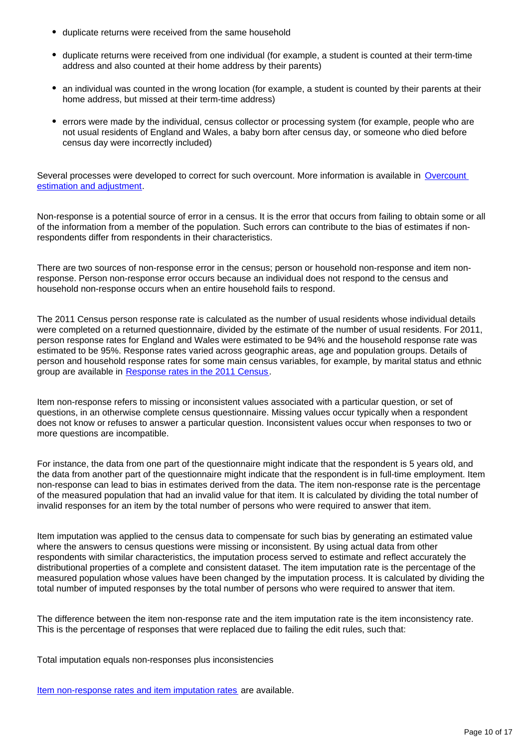- duplicate returns were received from the same household
- duplicate returns were received from one individual (for example, a student is counted at their term-time address and also counted at their home address by their parents)
- an individual was counted in the wrong location (for example, a student is counted by their parents at their home address, but missed at their term-time address)
- errors were made by the individual, census collector or processing system (for example, people who are not usual residents of England and Wales, a baby born after census day, or someone who died before census day were incorrectly included)

Several processes were developed to correct for such overcount. More information is available in [Overcount estimation and adjustment](#).

Non-response is a potential source of error in a census. It is the error that occurs from failing to obtain some or all of the information from a member of the population. Such errors can contribute to the bias of estimates if non-respondents differ from respondents in their characteristics.

There are two sources of non-response error in the census; person or household non-response and item non-response. Person non-response error occurs because an individual does not respond to the census and household non-response occurs when an entire household fails to respond.

The 2011 Census person response rate is calculated as the number of usual residents whose individual details were completed on a returned questionnaire, divided by the estimate of the number of usual residents. For 2011, person response rates for England and Wales were estimated to be 94% and the household response rate was estimated to be 95%. Response rates varied across geographic areas, age and population groups. Details of person and household response rates for some main census variables, for example, by marital status and ethnic group are available in [Response rates in the 2011 Census](#).

Item non-response refers to missing or inconsistent values associated with a particular question, or set of questions, in an otherwise complete census questionnaire. Missing values occur typically when a respondent does not know or refuses to answer a particular question. Inconsistent values occur when responses to two or more questions are incompatible.

For instance, the data from one part of the questionnaire might indicate that the respondent is 5 years old, and the data from another part of the questionnaire might indicate that the respondent is in full-time employment. Item non-response can lead to bias in estimates derived from the data. The item non-response rate is the percentage of the measured population that had an invalid value for that item. It is calculated by dividing the total number of invalid responses for an item by the total number of persons who were required to answer that item.

Item imputation was applied to the census data to compensate for such bias by generating an estimated value where the answers to census questions were missing or inconsistent. By using actual data from other respondents with similar characteristics, the imputation process served to estimate and reflect accurately the distributional properties of a complete and consistent dataset. The item imputation rate is the percentage of the measured population whose values have been changed by the imputation process. It is calculated by dividing the total number of imputed responses by the total number of persons who were required to answer that item.

The difference between the item non-response rate and the item imputation rate is the item inconsistency rate. This is the percentage of responses that were replaced due to failing the edit rules, such that:

Total imputation equals non-responses plus inconsistencies

[Item non-response rates and item imputation rates](#) are available.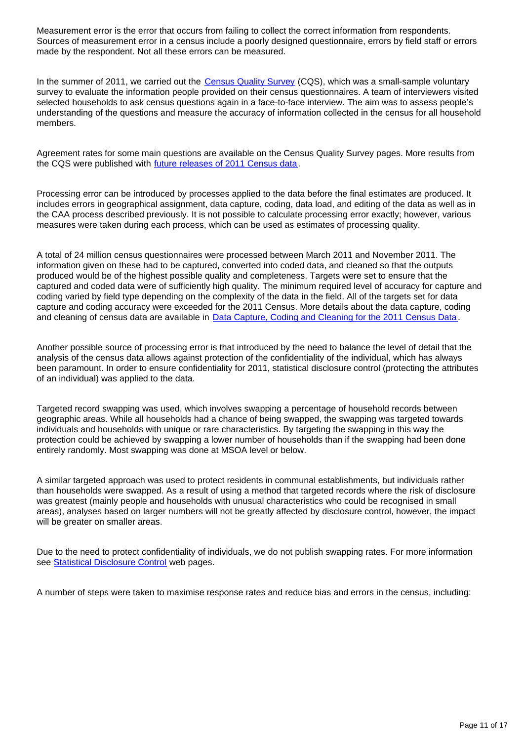Measurement error is the error that occurs from failing to collect the correct information from respondents. Sources of measurement error in a census include a poorly designed questionnaire, errors by field staff or errors made by the respondent. Not all these errors can be measured.

In the summer of 2011, we carried out the Census Quality Survey (CQS), which was a small-sample voluntary survey to evaluate the information people provided on their census questionnaires. A team of interviewers visited selected households to ask census questions again in a face-to-face interview. The aim was to assess people's understanding of the questions and measure the accuracy of information collected in the census for all household members.

Agreement rates for some main questions are available on the Census Quality Survey pages. More results from the CQS were published with future releases of 2011 Census data.

Processing error can be introduced by processes applied to the data before the final estimates are produced. It includes errors in geographical assignment, data capture, coding, data load, and editing of the data as well as in the CAA process described previously. It is not possible to calculate processing error exactly; however, various measures were taken during each process, which can be used as estimates of processing quality.

A total of 24 million census questionnaires were processed between March 2011 and November 2011. The information given on these had to be captured, converted into coded data, and cleaned so that the outputs produced would be of the highest possible quality and completeness. Targets were set to ensure that the captured and coded data were of sufficiently high quality. The minimum required level of accuracy for capture and coding varied by field type depending on the complexity of the data in the field. All of the targets set for data capture and coding accuracy were exceeded for the 2011 Census. More details about the data capture, coding and cleaning of census data are available in Data Capture, Coding and Cleaning for the 2011 Census Data.

Another possible source of processing error is that introduced by the need to balance the level of detail that the analysis of the census data allows against protection of the confidentiality of the individual, which has always been paramount. In order to ensure confidentiality for 2011, statistical disclosure control (protecting the attributes of an individual) was applied to the data.

Targeted record swapping was used, which involves swapping a percentage of household records between geographic areas. While all households had a chance of being swapped, the swapping was targeted towards individuals and households with unique or rare characteristics. By targeting the swapping in this way the protection could be achieved by swapping a lower number of households than if the swapping had been done entirely randomly. Most swapping was done at MSOA level or below.

A similar targeted approach was used to protect residents in communal establishments, but individuals rather than households were swapped. As a result of using a method that targeted records where the risk of disclosure was greatest (mainly people and households with unusual characteristics who could be recognised in small areas), analyses based on larger numbers will not be greatly affected by disclosure control, however, the impact will be greater on smaller areas.

Due to the need to protect confidentiality of individuals, we do not publish swapping rates. For more information see Statistical Disclosure Control web pages.

A number of steps were taken to maximise response rates and reduce bias and errors in the census, including: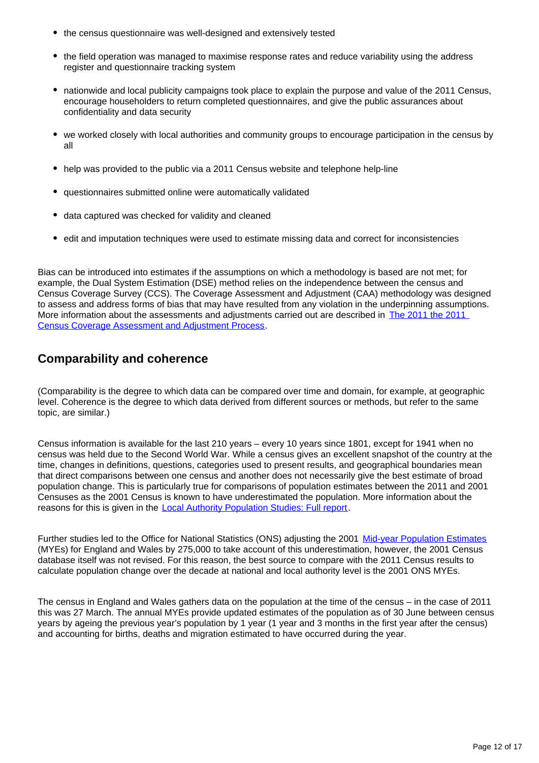- the census questionnaire was well-designed and extensively tested
- the field operation was managed to maximise response rates and reduce variability using the address register and questionnaire tracking system
- nationwide and local publicity campaigns took place to explain the purpose and value of the 2011 Census, encourage householders to return completed questionnaires, and give the public assurances about confidentiality and data security
- we worked closely with local authorities and community groups to encourage participation in the census by all
- help was provided to the public via a 2011 Census website and telephone help-line
- questionnaires submitted online were automatically validated
- data captured was checked for validity and cleaned
- edit and imputation techniques were used to estimate missing data and correct for inconsistencies

Bias can be introduced into estimates if the assumptions on which a methodology is based are not met; for example, the Dual System Estimation (DSE) method relies on the independence between the census and Census Coverage Survey (CCS). The Coverage Assessment and Adjustment (CAA) methodology was designed to assess and address forms of bias that may have resulted from any violation in the underpinning assumptions. More information about the assessments and adjustments carried out are described in [The 2011 the 2011 Census Coverage Assessment and Adjustment Process](#).

## Comparability and coherence

(Comparability is the degree to which data can be compared over time and domain, for example, at geographic level. Coherence is the degree to which data derived from different sources or methods, but refer to the same topic, are similar.)

Census information is available for the last 210 years – every 10 years since 1801, except for 1941 when no census was held due to the Second World War. While a census gives an excellent snapshot of the country at the time, changes in definitions, questions, categories used to present results, and geographical boundaries mean that direct comparisons between one census and another does not necessarily give the best estimate of broad population change. This is particularly true for comparisons of population estimates between the 2011 and 2001 Censuses as the 2001 Census is known to have underestimated the population. More information about the reasons for this is given in the [Local Authority Population Studies: Full report](#).

Further studies led to the Office for National Statistics (ONS) adjusting the 2001 [Mid-year Population Estimates](#) (MYEs) for England and Wales by 275,000 to take account of this underestimation, however, the 2001 Census database itself was not revised. For this reason, the best source to compare with the 2011 Census results to calculate population change over the decade at national and local authority level is the 2001 ONS MYEs.

The census in England and Wales gathers data on the population at the time of the census – in the case of 2011 this was 27 March. The annual MYEs provide updated estimates of the population as of 30 June between census years by ageing the previous year's population by 1 year (1 year and 3 months in the first year after the census) and accounting for births, deaths and migration estimated to have occurred during the year.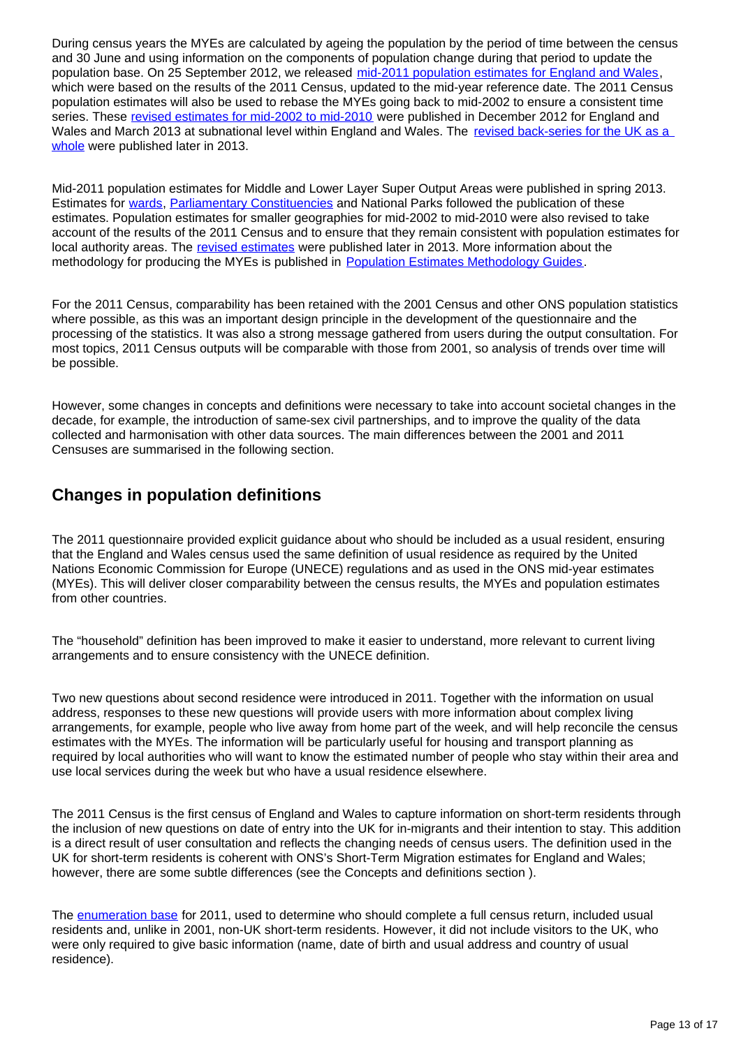During census years the MYEs are calculated by ageing the population by the period of time between the census and 30 June and using information on the components of population change during that period to update the population base. On 25 September 2012, we released mid-2011 population estimates for England and Wales, which were based on the results of the 2011 Census, updated to the mid-year reference date. The 2011 Census population estimates will also be used to rebase the MYEs going back to mid-2002 to ensure a consistent time series. These revised estimates for mid-2002 to mid-2010 were published in December 2012 for England and Wales and March 2013 at subnational level within England and Wales. The revised back-series for the UK as a whole were published later in 2013.

Mid-2011 population estimates for Middle and Lower Layer Super Output Areas were published in spring 2013. Estimates for wards, Parliamentary Constituencies and National Parks followed the publication of these estimates. Population estimates for smaller geographies for mid-2002 to mid-2010 were also revised to take account of the results of the 2011 Census and to ensure that they remain consistent with population estimates for local authority areas. The revised estimates were published later in 2013. More information about the methodology for producing the MYEs is published in Population Estimates Methodology Guides.

For the 2011 Census, comparability has been retained with the 2001 Census and other ONS population statistics where possible, as this was an important design principle in the development of the questionnaire and the processing of the statistics. It was also a strong message gathered from users during the output consultation. For most topics, 2011 Census outputs will be comparable with those from 2001, so analysis of trends over time will be possible.

However, some changes in concepts and definitions were necessary to take into account societal changes in the decade, for example, the introduction of same-sex civil partnerships, and to improve the quality of the data collected and harmonisation with other data sources. The main differences between the 2001 and 2011 Censuses are summarised in the following section.

## Changes in population definitions

The 2011 questionnaire provided explicit guidance about who should be included as a usual resident, ensuring that the England and Wales census used the same definition of usual residence as required by the United Nations Economic Commission for Europe (UNECE) regulations and as used in the ONS mid-year estimates (MYEs). This will deliver closer comparability between the census results, the MYEs and population estimates from other countries.

The "household" definition has been improved to make it easier to understand, more relevant to current living arrangements and to ensure consistency with the UNECE definition.

Two new questions about second residence were introduced in 2011. Together with the information on usual address, responses to these new questions will provide users with more information about complex living arrangements, for example, people who live away from home part of the week, and will help reconcile the census estimates with the MYEs. The information will be particularly useful for housing and transport planning as required by local authorities who will want to know the estimated number of people who stay within their area and use local services during the week but who have a usual residence elsewhere.

The 2011 Census is the first census of England and Wales to capture information on short-term residents through the inclusion of new questions on date of entry into the UK for in-migrants and their intention to stay. This addition is a direct result of user consultation and reflects the changing needs of census users. The definition used in the UK for short-term residents is coherent with ONS's Short-Term Migration estimates for England and Wales; however, there are some subtle differences (see the Concepts and definitions section ).

The enumeration base for 2011, used to determine who should complete a full census return, included usual residents and, unlike in 2001, non-UK short-term residents. However, it did not include visitors to the UK, who were only required to give basic information (name, date of birth and usual address and country of usual residence).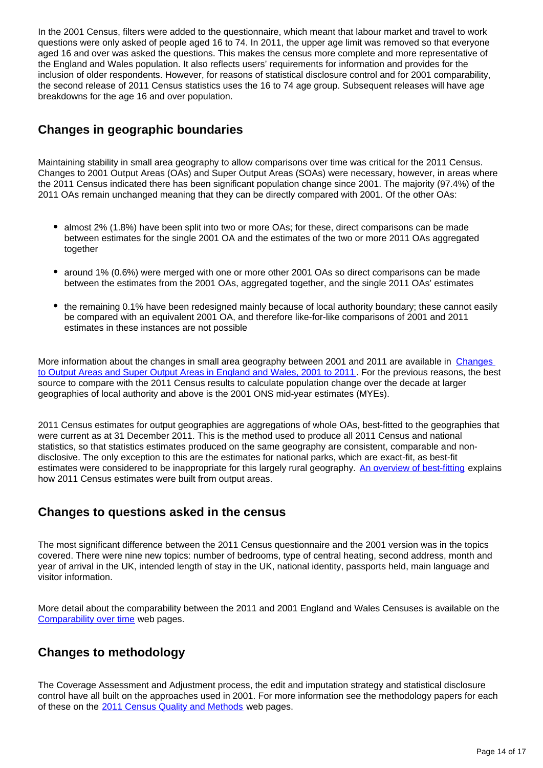In the 2001 Census, filters were added to the questionnaire, which meant that labour market and travel to work questions were only asked of people aged 16 to 74. In 2011, the upper age limit was removed so that everyone aged 16 and over was asked the questions. This makes the census more complete and more representative of the England and Wales population. It also reflects users' requirements for information and provides for the inclusion of older respondents. However, for reasons of statistical disclosure control and for 2001 comparability, the second release of 2011 Census statistics uses the 16 to 74 age group. Subsequent releases will have age breakdowns for the age 16 and over population.

## Changes in geographic boundaries

Maintaining stability in small area geography to allow comparisons over time was critical for the 2011 Census. Changes to 2001 Output Areas (OAs) and Super Output Areas (SOAs) were necessary, however, in areas where the 2011 Census indicated there has been significant population change since 2001. The majority (97.4%) of the 2011 OAs remain unchanged meaning that they can be directly compared with 2001. Of the other OAs:

- almost 2% (1.8%) have been split into two or more OAs; for these, direct comparisons can be made between estimates for the single 2001 OA and the estimates of the two or more 2011 OAs aggregated together
- around 1% (0.6%) were merged with one or more other 2001 OAs so direct comparisons can be made between the estimates from the 2001 OAs, aggregated together, and the single 2011 OAs' estimates
- the remaining 0.1% have been redesigned mainly because of local authority boundary; these cannot easily be compared with an equivalent 2001 OA, and therefore like-for-like comparisons of 2001 and 2011 estimates in these instances are not possible

More information about the changes in small area geography between 2001 and 2011 are available in [Changes to Output Areas and Super Output Areas in England and Wales, 2001 to 2011](). For the previous reasons, the best source to compare with the 2011 Census results to calculate population change over the decade at larger geographies of local authority and above is the 2001 ONS mid-year estimates (MYEs).

2011 Census estimates for output geographies are aggregations of whole OAs, best-fitted to the geographies that were current as at 31 December 2011. This is the method used to produce all 2011 Census and national statistics, so that statistics estimates produced on the same geography are consistent, comparable and non-disclosive. The only exception to this are the estimates for national parks, which are exact-fit, as best-fit estimates were considered to be inappropriate for this largely rural geography. [An overview of best-fitting]() explains how 2011 Census estimates were built from output areas.

## Changes to questions asked in the census

The most significant difference between the 2011 Census questionnaire and the 2001 version was in the topics covered. There were nine new topics: number of bedrooms, type of central heating, second address, month and year of arrival in the UK, intended length of stay in the UK, national identity, passports held, main language and visitor information.

More detail about the comparability between the 2011 and 2001 England and Wales Censuses is available on the [Comparability over time]() web pages.

## Changes to methodology

The Coverage Assessment and Adjustment process, the edit and imputation strategy and statistical disclosure control have all built on the approaches used in 2001. For more information see the methodology papers for each of these on the [2011 Census Quality and Methods]() web pages.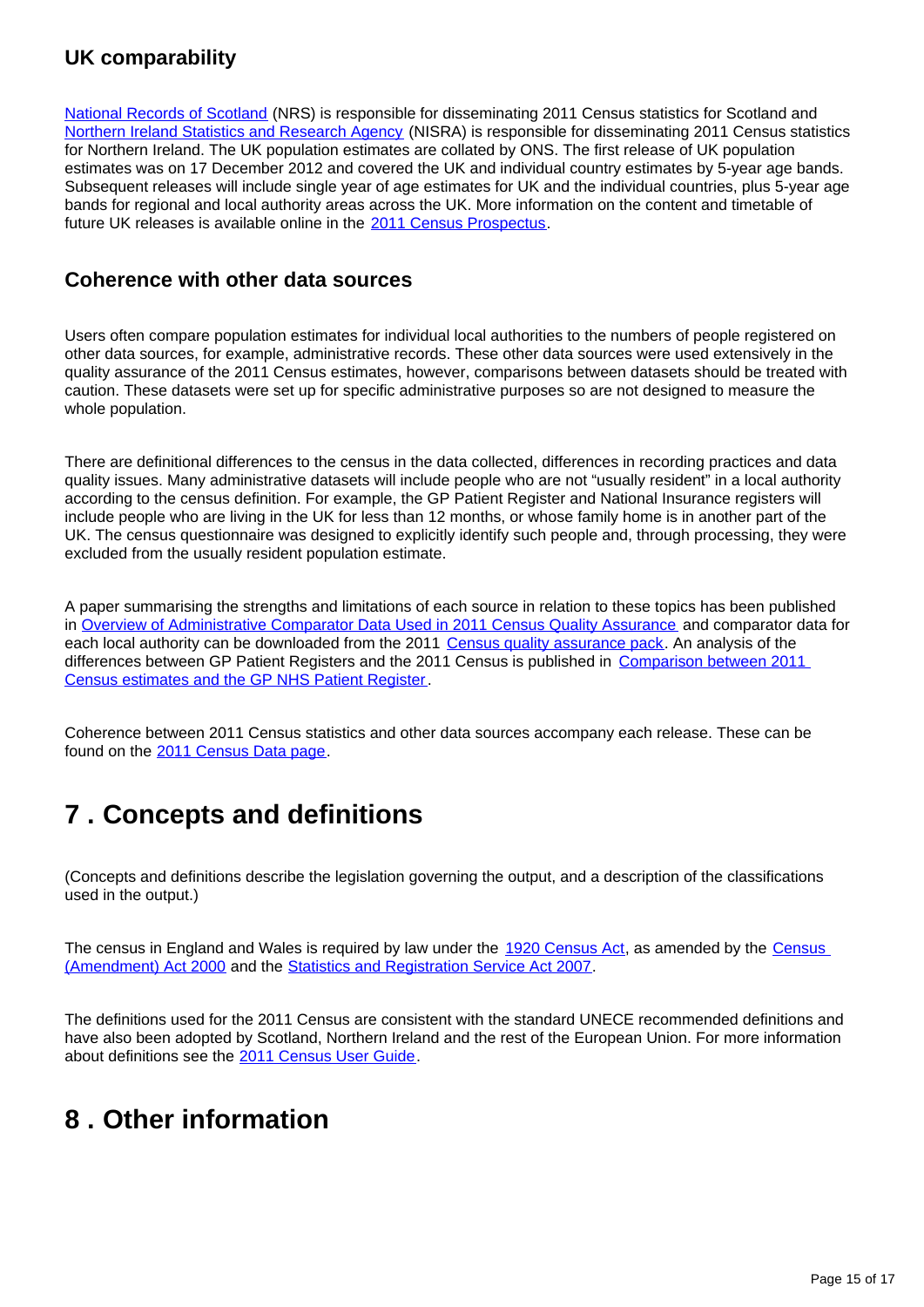### UK comparability

National Records of Scotland (NRS) is responsible for disseminating 2011 Census statistics for Scotland and Northern Ireland Statistics and Research Agency (NISRA) is responsible for disseminating 2011 Census statistics for Northern Ireland. The UK population estimates are collated by ONS. The first release of UK population estimates was on 17 December 2012 and covered the UK and individual country estimates by 5-year age bands. Subsequent releases will include single year of age estimates for UK and the individual countries, plus 5-year age bands for regional and local authority areas across the UK. More information on the content and timetable of future UK releases is available online in the 2011 Census Prospectus.

### Coherence with other data sources

Users often compare population estimates for individual local authorities to the numbers of people registered on other data sources, for example, administrative records. These other data sources were used extensively in the quality assurance of the 2011 Census estimates, however, comparisons between datasets should be treated with caution. These datasets were set up for specific administrative purposes so are not designed to measure the whole population.

There are definitional differences to the census in the data collected, differences in recording practices and data quality issues. Many administrative datasets will include people who are not "usually resident" in a local authority according to the census definition. For example, the GP Patient Register and National Insurance registers will include people who are living in the UK for less than 12 months, or whose family home is in another part of the UK. The census questionnaire was designed to explicitly identify such people and, through processing, they were excluded from the usually resident population estimate.

A paper summarising the strengths and limitations of each source in relation to these topics has been published in Overview of Administrative Comparator Data Used in 2011 Census Quality Assurance and comparator data for each local authority can be downloaded from the 2011 Census quality assurance pack. An analysis of the differences between GP Patient Registers and the 2011 Census is published in Comparison between 2011 Census estimates and the GP NHS Patient Register.

Coherence between 2011 Census statistics and other data sources accompany each release. These can be found on the 2011 Census Data page.

## 7 . Concepts and definitions

(Concepts and definitions describe the legislation governing the output, and a description of the classifications used in the output.)

The census in England and Wales is required by law under the 1920 Census Act, as amended by the Census (Amendment) Act 2000 and the Statistics and Registration Service Act 2007.

The definitions used for the 2011 Census are consistent with the standard UNECE recommended definitions and have also been adopted by Scotland, Northern Ireland and the rest of the European Union. For more information about definitions see the 2011 Census User Guide.

## 8 . Other information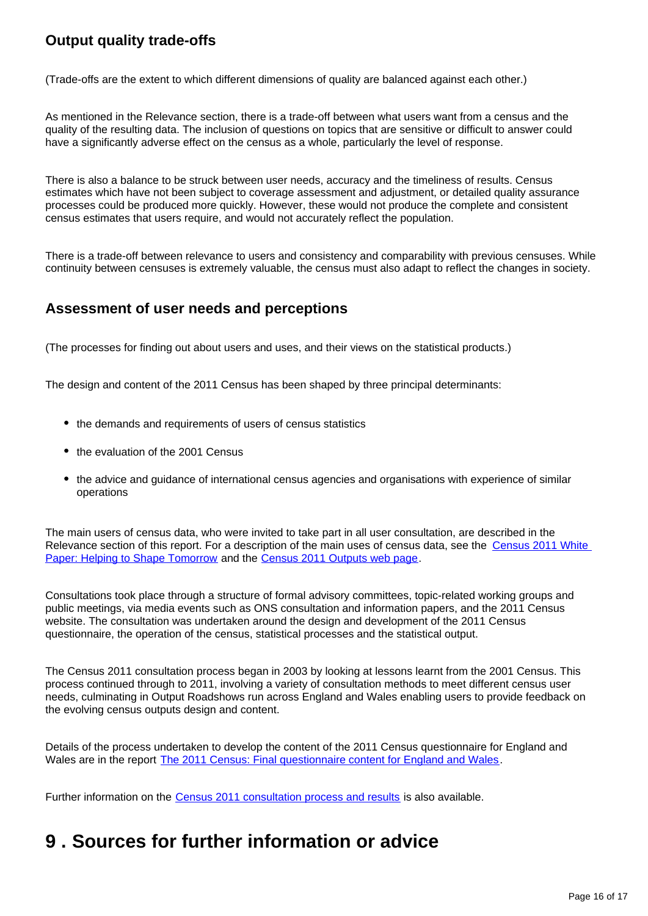### Output quality trade-offs

(Trade-offs are the extent to which different dimensions of quality are balanced against each other.)

As mentioned in the Relevance section, there is a trade-off between what users want from a census and the quality of the resulting data. The inclusion of questions on topics that are sensitive or difficult to answer could have a significantly adverse effect on the census as a whole, particularly the level of response.

There is also a balance to be struck between user needs, accuracy and the timeliness of results. Census estimates which have not been subject to coverage assessment and adjustment, or detailed quality assurance processes could be produced more quickly. However, these would not produce the complete and consistent census estimates that users require, and would not accurately reflect the population.

There is a trade-off between relevance to users and consistency and comparability with previous censuses. While continuity between censuses is extremely valuable, the census must also adapt to reflect the changes in society.

### Assessment of user needs and perceptions

(The processes for finding out about users and uses, and their views on the statistical products.)

The design and content of the 2011 Census has been shaped by three principal determinants:

- the demands and requirements of users of census statistics
- the evaluation of the 2001 Census
- the advice and guidance of international census agencies and organisations with experience of similar operations

The main users of census data, who were invited to take part in all user consultation, are described in the Relevance section of this report. For a description of the main uses of census data, see the Census 2011 White Paper: Helping to Shape Tomorrow and the Census 2011 Outputs web page.

Consultations took place through a structure of formal advisory committees, topic-related working groups and public meetings, via media events such as ONS consultation and information papers, and the 2011 Census website. The consultation was undertaken around the design and development of the 2011 Census questionnaire, the operation of the census, statistical processes and the statistical output.

The Census 2011 consultation process began in 2003 by looking at lessons learnt from the 2001 Census. This process continued through to 2011, involving a variety of consultation methods to meet different census user needs, culminating in Output Roadshows run across England and Wales enabling users to provide feedback on the evolving census outputs design and content.

Details of the process undertaken to develop the content of the 2011 Census questionnaire for England and Wales are in the report The 2011 Census: Final questionnaire content for England and Wales.

Further information on the Census 2011 consultation process and results is also available.

# 9 . Sources for further information or advice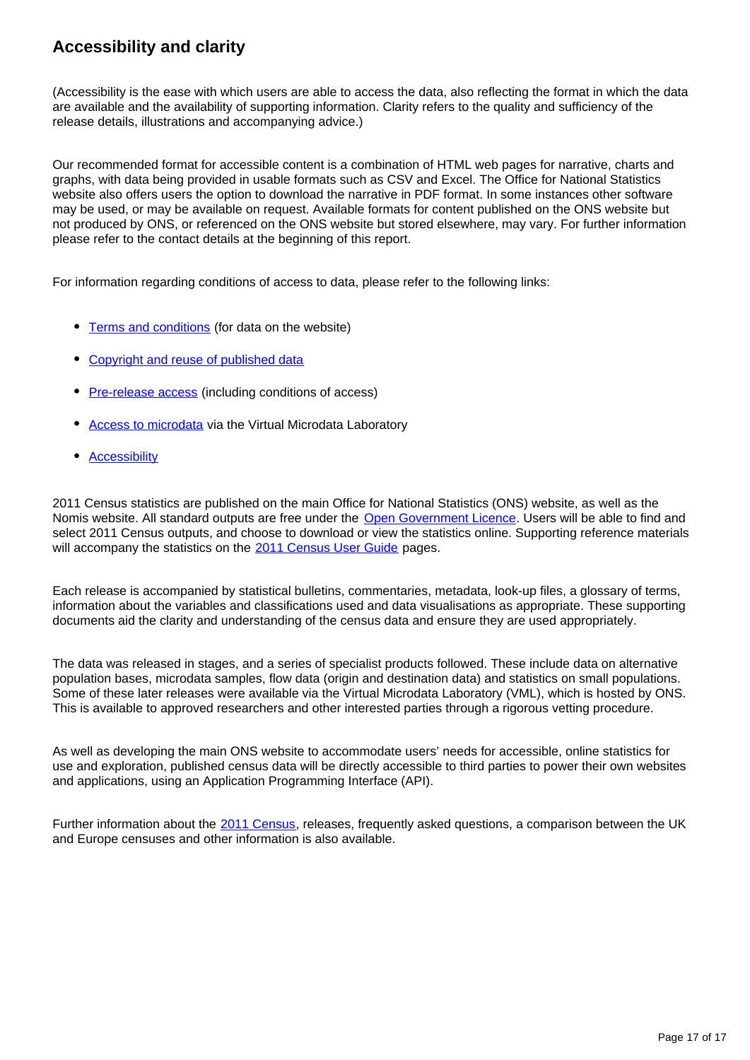## Accessibility and clarity

(Accessibility is the ease with which users are able to access the data, also reflecting the format in which the data are available and the availability of supporting information. Clarity refers to the quality and sufficiency of the release details, illustrations and accompanying advice.)

Our recommended format for accessible content is a combination of HTML web pages for narrative, charts and graphs, with data being provided in usable formats such as CSV and Excel. The Office for National Statistics website also offers users the option to download the narrative in PDF format. In some instances other software may be used, or may be available on request. Available formats for content published on the ONS website but not produced by ONS, or referenced on the ONS website but stored elsewhere, may vary. For further information please refer to the contact details at the beginning of this report.

For information regarding conditions of access to data, please refer to the following links:

- Terms and conditions (for data on the website)
- Copyright and reuse of published data
- Pre-release access (including conditions of access)
- Access to microdata via the Virtual Microdata Laboratory
- Accessibility

2011 Census statistics are published on the main Office for National Statistics (ONS) website, as well as the Nomis website. All standard outputs are free under the Open Government Licence. Users will be able to find and select 2011 Census outputs, and choose to download or view the statistics online. Supporting reference materials will accompany the statistics on the 2011 Census User Guide pages.

Each release is accompanied by statistical bulletins, commentaries, metadata, look-up files, a glossary of terms, information about the variables and classifications used and data visualisations as appropriate. These supporting documents aid the clarity and understanding of the census data and ensure they are used appropriately.

The data was released in stages, and a series of specialist products followed. These include data on alternative population bases, microdata samples, flow data (origin and destination data) and statistics on small populations. Some of these later releases were available via the Virtual Microdata Laboratory (VML), which is hosted by ONS. This is available to approved researchers and other interested parties through a rigorous vetting procedure.

As well as developing the main ONS website to accommodate users' needs for accessible, online statistics for use and exploration, published census data will be directly accessible to third parties to power their own websites and applications, using an Application Programming Interface (API).

Further information about the 2011 Census, releases, frequently asked questions, a comparison between the UK and Europe censuses and other information is also available.